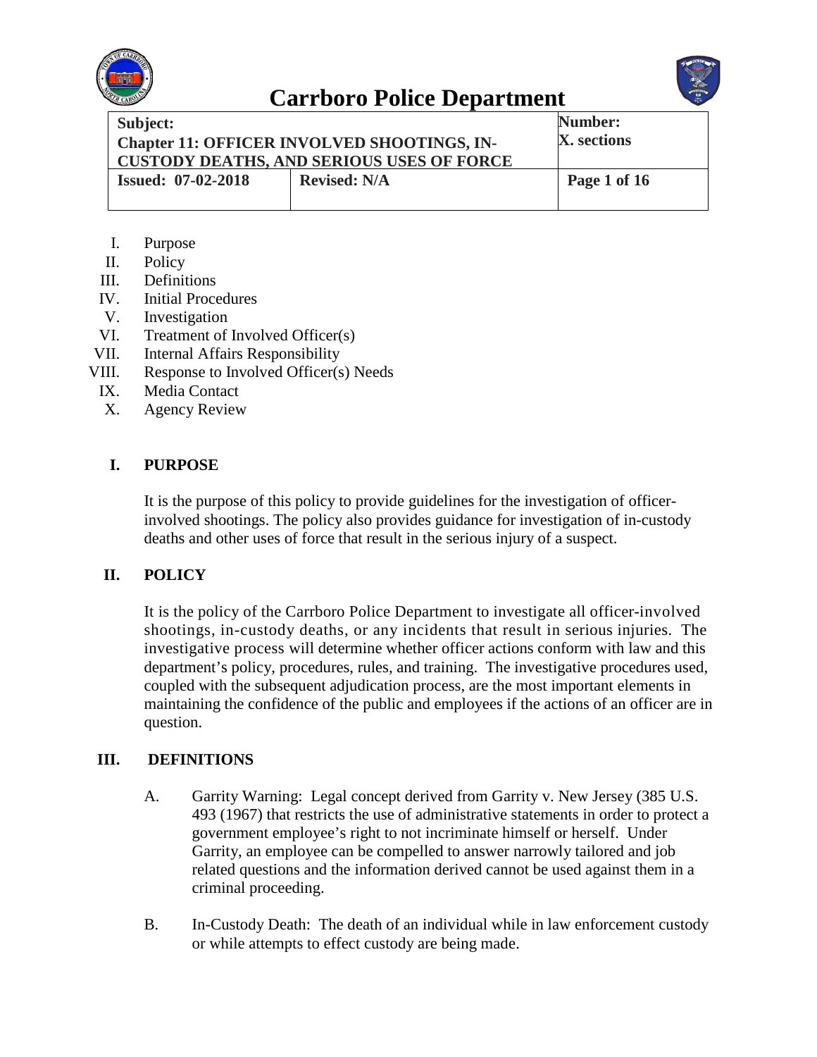# Carrboro Police Department

| Subject: Chapter 11: OFFICER INVOLVED SHOOTINGS, IN-CUSTODY DEATHS, AND SERIOUS USES OF FORCE | | Number: X. sections |
|---|---|---|
| Issued: 07-02-2018 | Revised: N/A | Page 1 of 16 |

I. Purpose
II. Policy
III. Definitions
IV. Initial Procedures
V. Investigation
VI. Treatment of Involved Officer(s)
VII. Internal Affairs Responsibility
VIII. Response to Involved Officer(s) Needs
IX. Media Contact
X. Agency Review

## I. PURPOSE

It is the purpose of this policy to provide guidelines for the investigation of officer-involved shootings. The policy also provides guidance for investigation of in-custody deaths and other uses of force that result in the serious injury of a suspect.

## II. POLICY

It is the policy of the Carrboro Police Department to investigate all officer-involved shootings, in-custody deaths, or any incidents that result in serious injuries. The investigative process will determine whether officer actions conform with law and this department's policy, procedures, rules, and training. The investigative procedures used, coupled with the subsequent adjudication process, are the most important elements in maintaining the confidence of the public and employees if the actions of an officer are in question.

## III. DEFINITIONS

A. Garrity Warning: Legal concept derived from Garrity v. New Jersey (385 U.S. 493 (1967) that restricts the use of administrative statements in order to protect a government employee's right to not incriminate himself or herself. Under Garrity, an employee can be compelled to answer narrowly tailored and job related questions and the information derived cannot be used against them in a criminal proceeding.

B. In-Custody Death: The death of an individual while in law enforcement custody or while attempts to effect custody are being made.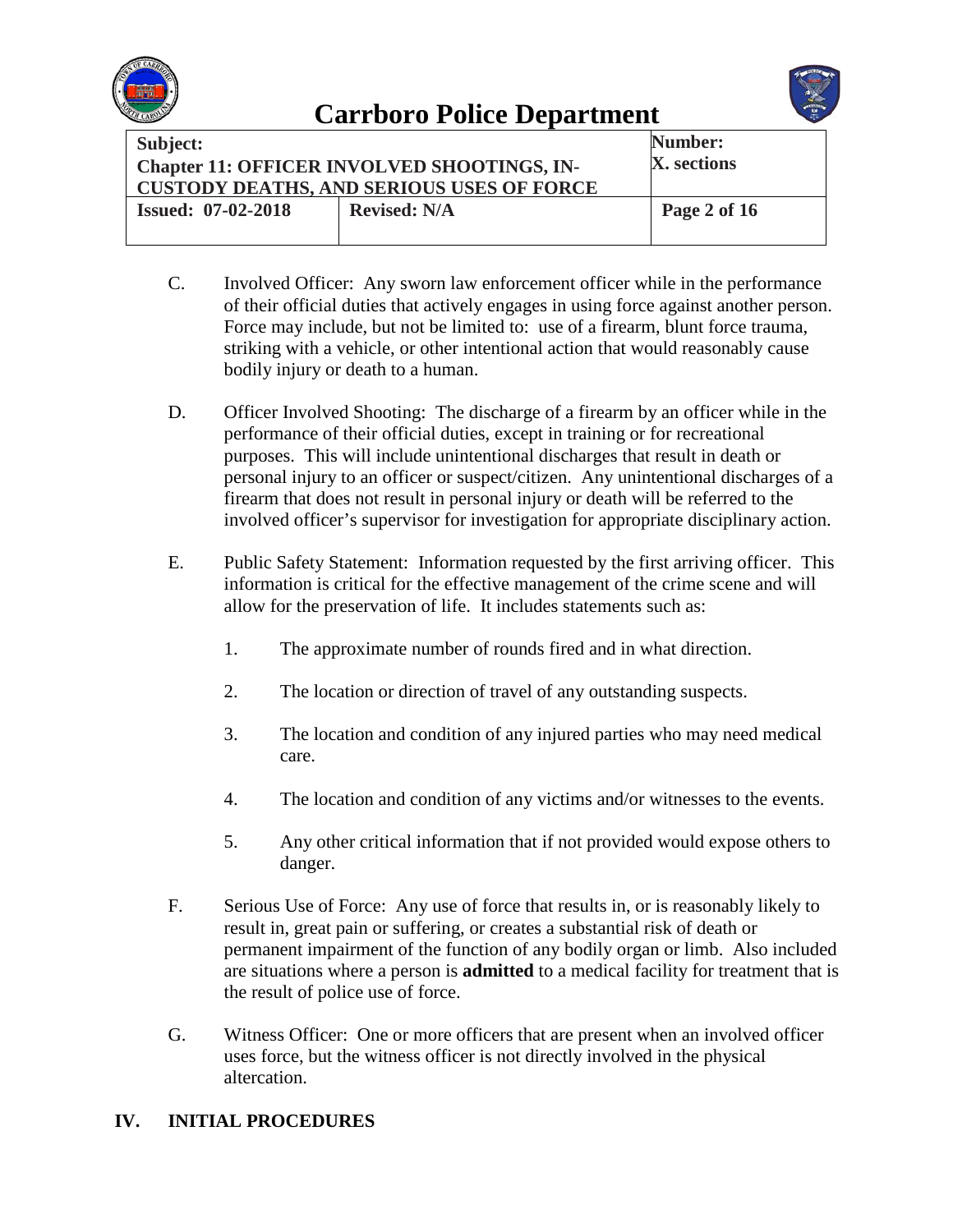C. Involved Officer: Any sworn law enforcement officer while in the performance of their official duties that actively engages in using force against another person. Force may include, but not be limited to: use of a firearm, blunt force trauma, striking with a vehicle, or other intentional action that would reasonably cause bodily injury or death to a human.

D. Officer Involved Shooting: The discharge of a firearm by an officer while in the performance of their official duties, except in training or for recreational purposes. This will include unintentional discharges that result in death or personal injury to an officer or suspect/citizen. Any unintentional discharges of a firearm that does not result in personal injury or death will be referred to the involved officer's supervisor for investigation for appropriate disciplinary action.

E. Public Safety Statement: Information requested by the first arriving officer. This information is critical for the effective management of the crime scene and will allow for the preservation of life. It includes statements such as:

   1. The approximate number of rounds fired and in what direction.

   2. The location or direction of travel of any outstanding suspects.

   3. The location and condition of any injured parties who may need medical care.

   4. The location and condition of any victims and/or witnesses to the events.

   5. Any other critical information that if not provided would expose others to danger.

F. Serious Use of Force: Any use of force that results in, or is reasonably likely to result in, great pain or suffering, or creates a substantial risk of death or permanent impairment of the function of any bodily organ or limb. Also included are situations where a person is **admitted** to a medical facility for treatment that is the result of police use of force.

G. Witness Officer: One or more officers that are present when an involved officer uses force, but the witness officer is not directly involved in the physical altercation.

## IV. INITIAL PROCEDURES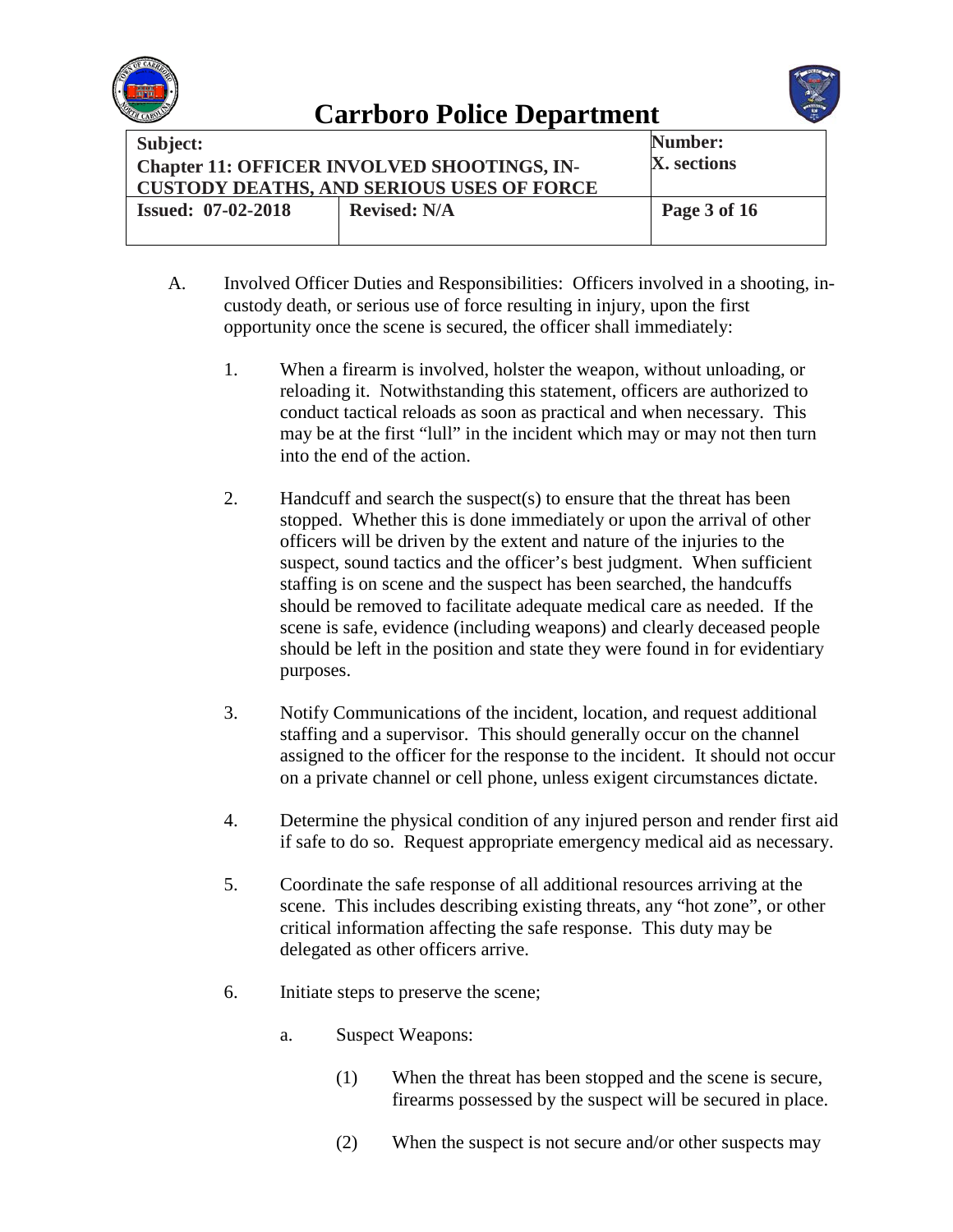A. Involved Officer Duties and Responsibilities: Officers involved in a shooting, in-custody death, or serious use of force resulting in injury, upon the first opportunity once the scene is secured, the officer shall immediately:

1. When a firearm is involved, holster the weapon, without unloading, or reloading it. Notwithstanding this statement, officers are authorized to conduct tactical reloads as soon as practical and when necessary. This may be at the first "lull" in the incident which may or may not then turn into the end of the action.

2. Handcuff and search the suspect(s) to ensure that the threat has been stopped. Whether this is done immediately or upon the arrival of other officers will be driven by the extent and nature of the injuries to the suspect, sound tactics and the officer's best judgment. When sufficient staffing is on scene and the suspect has been searched, the handcuffs should be removed to facilitate adequate medical care as needed. If the scene is safe, evidence (including weapons) and clearly deceased people should be left in the position and state they were found in for evidentiary purposes.

3. Notify Communications of the incident, location, and request additional staffing and a supervisor. This should generally occur on the channel assigned to the officer for the response to the incident. It should not occur on a private channel or cell phone, unless exigent circumstances dictate.

4. Determine the physical condition of any injured person and render first aid if safe to do so. Request appropriate emergency medical aid as necessary.

5. Coordinate the safe response of all additional resources arriving at the scene. This includes describing existing threats, any "hot zone", or other critical information affecting the safe response. This duty may be delegated as other officers arrive.

6. Initiate steps to preserve the scene;

   a. Suspect Weapons:

      (1) When the threat has been stopped and the scene is secure, firearms possessed by the suspect will be secured in place.

      (2) When the suspect is not secure and/or other suspects may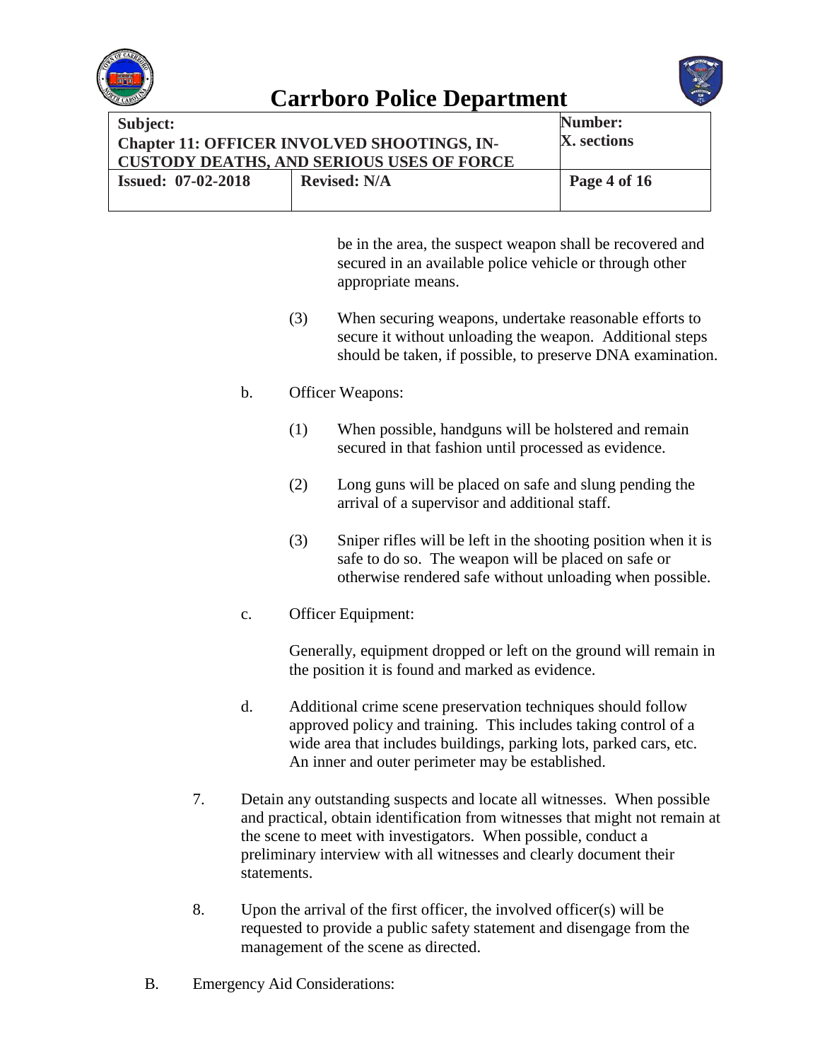be in the area, the suspect weapon shall be recovered and secured in an available police vehicle or through other appropriate means.

(3) When securing weapons, undertake reasonable efforts to secure it without unloading the weapon. Additional steps should be taken, if possible, to preserve DNA examination.

b. Officer Weapons:

(1) When possible, handguns will be holstered and remain secured in that fashion until processed as evidence.

(2) Long guns will be placed on safe and slung pending the arrival of a supervisor and additional staff.

(3) Sniper rifles will be left in the shooting position when it is safe to do so. The weapon will be placed on safe or otherwise rendered safe without unloading when possible.

c. Officer Equipment:

Generally, equipment dropped or left on the ground will remain in the position it is found and marked as evidence.

d. Additional crime scene preservation techniques should follow approved policy and training. This includes taking control of a wide area that includes buildings, parking lots, parked cars, etc. An inner and outer perimeter may be established.

7. Detain any outstanding suspects and locate all witnesses. When possible and practical, obtain identification from witnesses that might not remain at the scene to meet with investigators. When possible, conduct a preliminary interview with all witnesses and clearly document their statements.

8. Upon the arrival of the first officer, the involved officer(s) will be requested to provide a public safety statement and disengage from the management of the scene as directed.

B. Emergency Aid Considerations: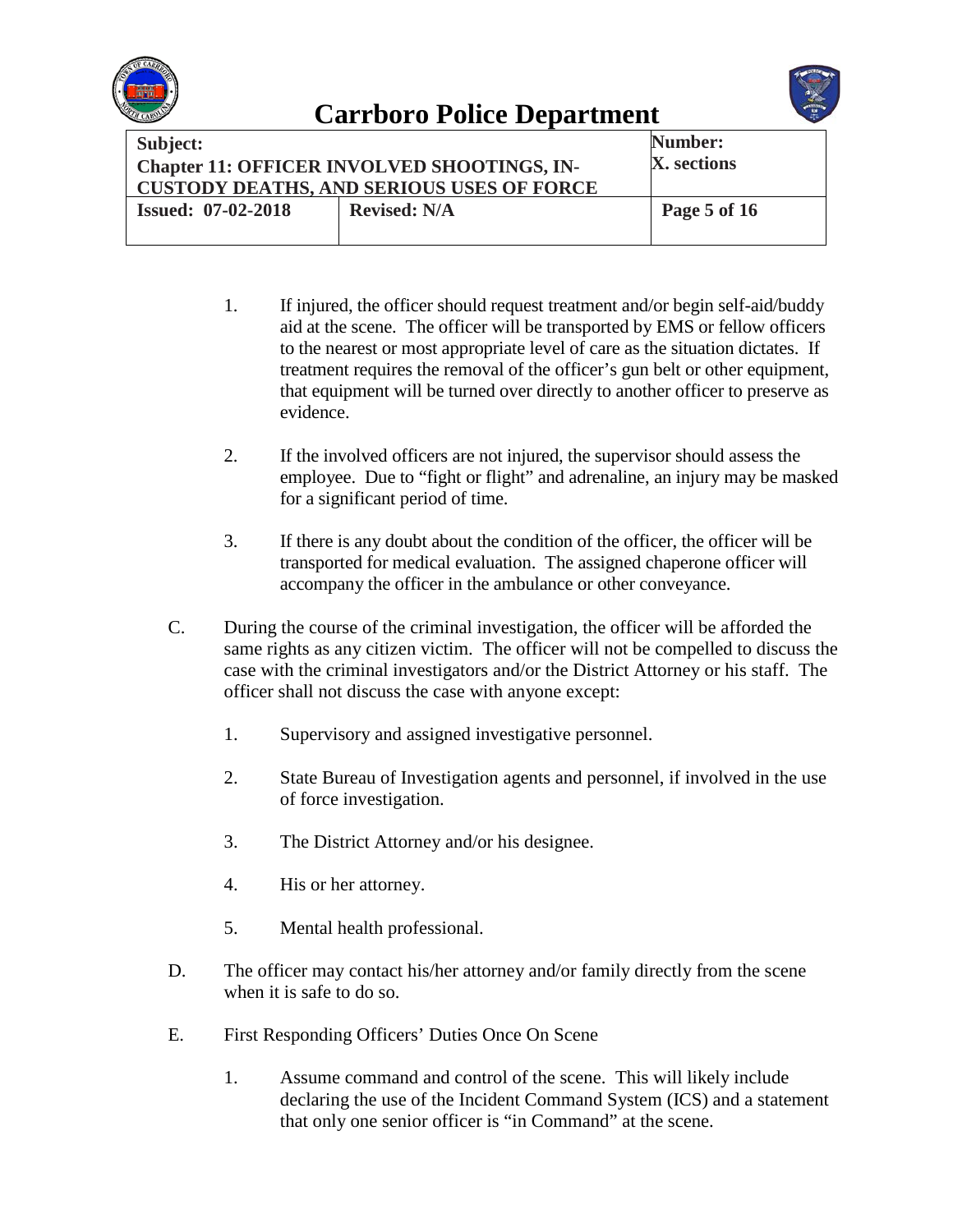1. If injured, the officer should request treatment and/or begin self-aid/buddy aid at the scene. The officer will be transported by EMS or fellow officers to the nearest or most appropriate level of care as the situation dictates. If treatment requires the removal of the officer's gun belt or other equipment, that equipment will be turned over directly to another officer to preserve as evidence.

2. If the involved officers are not injured, the supervisor should assess the employee. Due to "fight or flight" and adrenaline, an injury may be masked for a significant period of time.

3. If there is any doubt about the condition of the officer, the officer will be transported for medical evaluation. The assigned chaperone officer will accompany the officer in the ambulance or other conveyance.

C. During the course of the criminal investigation, the officer will be afforded the same rights as any citizen victim. The officer will not be compelled to discuss the case with the criminal investigators and/or the District Attorney or his staff. The officer shall not discuss the case with anyone except:

1. Supervisory and assigned investigative personnel.

2. State Bureau of Investigation agents and personnel, if involved in the use of force investigation.

3. The District Attorney and/or his designee.

4. His or her attorney.

5. Mental health professional.

D. The officer may contact his/her attorney and/or family directly from the scene when it is safe to do so.

E. First Responding Officers' Duties Once On Scene

1. Assume command and control of the scene. This will likely include declaring the use of the Incident Command System (ICS) and a statement that only one senior officer is "in Command" at the scene.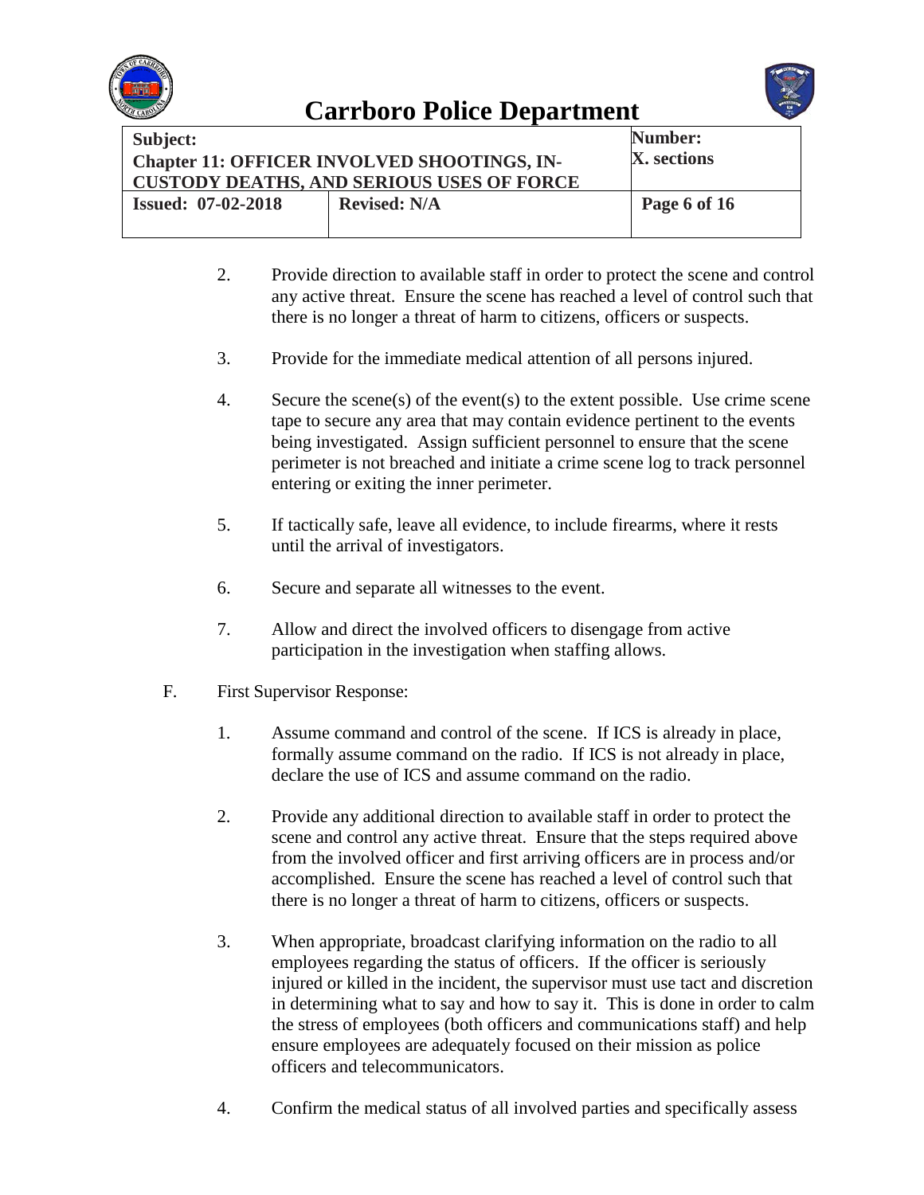2. Provide direction to available staff in order to protect the scene and control any active threat. Ensure the scene has reached a level of control such that there is no longer a threat of harm to citizens, officers or suspects.

3. Provide for the immediate medical attention of all persons injured.

4. Secure the scene(s) of the event(s) to the extent possible. Use crime scene tape to secure any area that may contain evidence pertinent to the events being investigated. Assign sufficient personnel to ensure that the scene perimeter is not breached and initiate a crime scene log to track personnel entering or exiting the inner perimeter.

5. If tactically safe, leave all evidence, to include firearms, where it rests until the arrival of investigators.

6. Secure and separate all witnesses to the event.

7. Allow and direct the involved officers to disengage from active participation in the investigation when staffing allows.

F. First Supervisor Response:

1. Assume command and control of the scene. If ICS is already in place, formally assume command on the radio. If ICS is not already in place, declare the use of ICS and assume command on the radio.

2. Provide any additional direction to available staff in order to protect the scene and control any active threat. Ensure that the steps required above from the involved officer and first arriving officers are in process and/or accomplished. Ensure the scene has reached a level of control such that there is no longer a threat of harm to citizens, officers or suspects.

3. When appropriate, broadcast clarifying information on the radio to all employees regarding the status of officers. If the officer is seriously injured or killed in the incident, the supervisor must use tact and discretion in determining what to say and how to say it. This is done in order to calm the stress of employees (both officers and communications staff) and help ensure employees are adequately focused on their mission as police officers and telecommunicators.

4. Confirm the medical status of all involved parties and specifically assess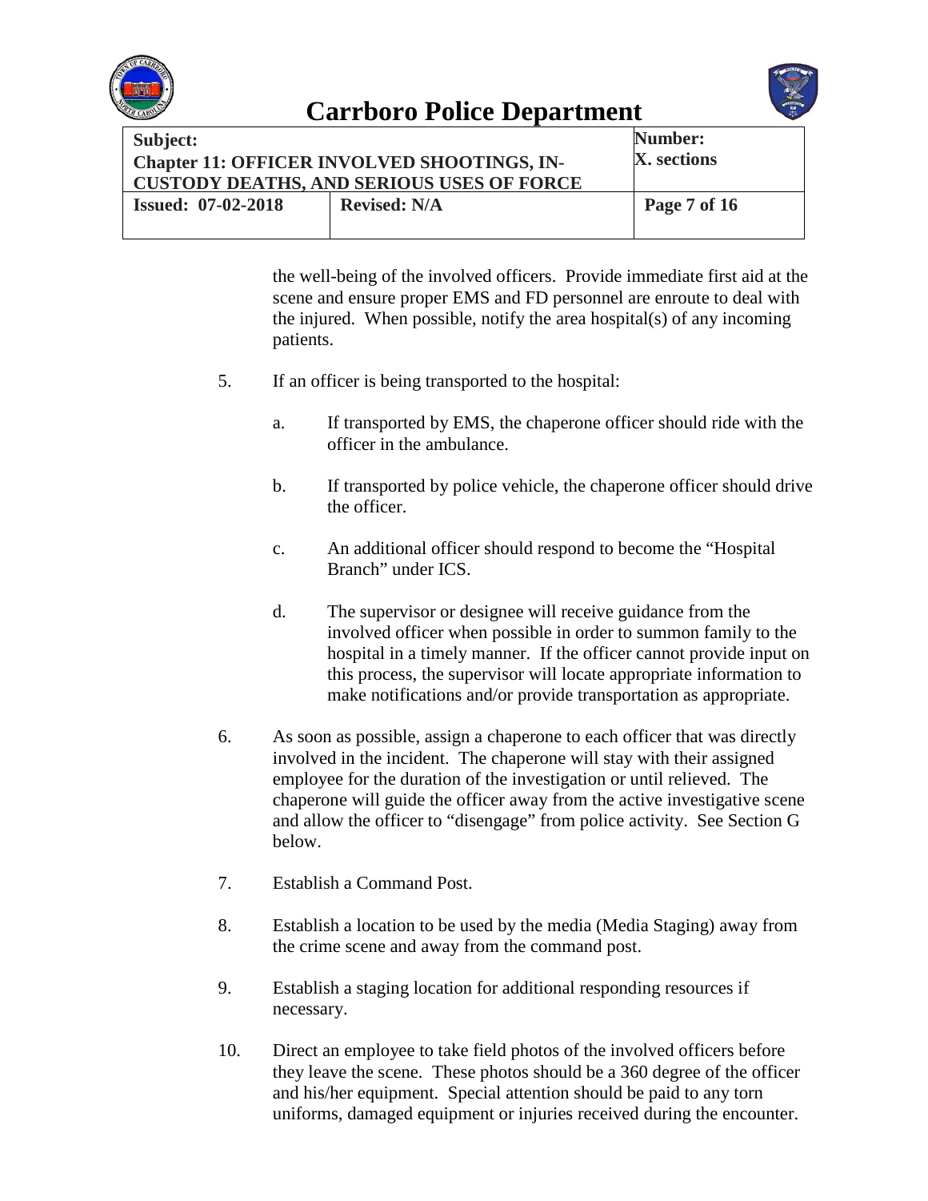the well-being of the involved officers. Provide immediate first aid at the scene and ensure proper EMS and FD personnel are enroute to deal with the injured. When possible, notify the area hospital(s) of any incoming patients.

5. If an officer is being transported to the hospital:

   a. If transported by EMS, the chaperone officer should ride with the officer in the ambulance.

   b. If transported by police vehicle, the chaperone officer should drive the officer.

   c. An additional officer should respond to become the "Hospital Branch" under ICS.

   d. The supervisor or designee will receive guidance from the involved officer when possible in order to summon family to the hospital in a timely manner. If the officer cannot provide input on this process, the supervisor will locate appropriate information to make notifications and/or provide transportation as appropriate.

6. As soon as possible, assign a chaperone to each officer that was directly involved in the incident. The chaperone will stay with their assigned employee for the duration of the investigation or until relieved. The chaperone will guide the officer away from the active investigative scene and allow the officer to "disengage" from police activity. See Section G below.

7. Establish a Command Post.

8. Establish a location to be used by the media (Media Staging) away from the crime scene and away from the command post.

9. Establish a staging location for additional responding resources if necessary.

10. Direct an employee to take field photos of the involved officers before they leave the scene. These photos should be a 360 degree of the officer and his/her equipment. Special attention should be paid to any torn uniforms, damaged equipment or injuries received during the encounter.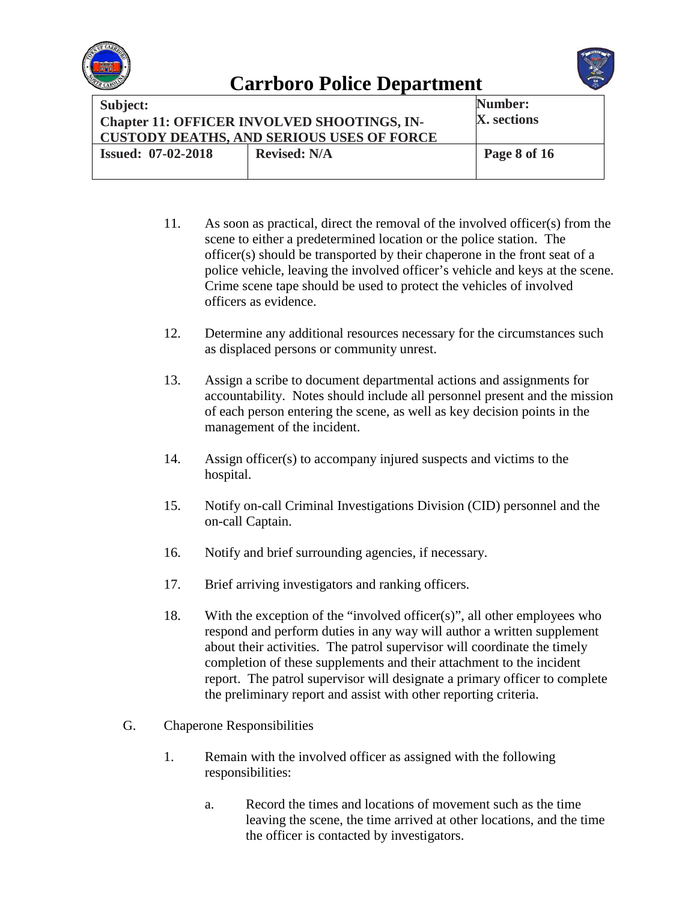11. As soon as practical, direct the removal of the involved officer(s) from the scene to either a predetermined location or the police station. The officer(s) should be transported by their chaperone in the front seat of a police vehicle, leaving the involved officer's vehicle and keys at the scene. Crime scene tape should be used to protect the vehicles of involved officers as evidence.

12. Determine any additional resources necessary for the circumstances such as displaced persons or community unrest.

13. Assign a scribe to document departmental actions and assignments for accountability. Notes should include all personnel present and the mission of each person entering the scene, as well as key decision points in the management of the incident.

14. Assign officer(s) to accompany injured suspects and victims to the hospital.

15. Notify on-call Criminal Investigations Division (CID) personnel and the on-call Captain.

16. Notify and brief surrounding agencies, if necessary.

17. Brief arriving investigators and ranking officers.

18. With the exception of the "involved officer(s)", all other employees who respond and perform duties in any way will author a written supplement about their activities. The patrol supervisor will coordinate the timely completion of these supplements and their attachment to the incident report. The patrol supervisor will designate a primary officer to complete the preliminary report and assist with other reporting criteria.

G. Chaperone Responsibilities

1. Remain with the involved officer as assigned with the following responsibilities:

   a. Record the times and locations of movement such as the time leaving the scene, the time arrived at other locations, and the time the officer is contacted by investigators.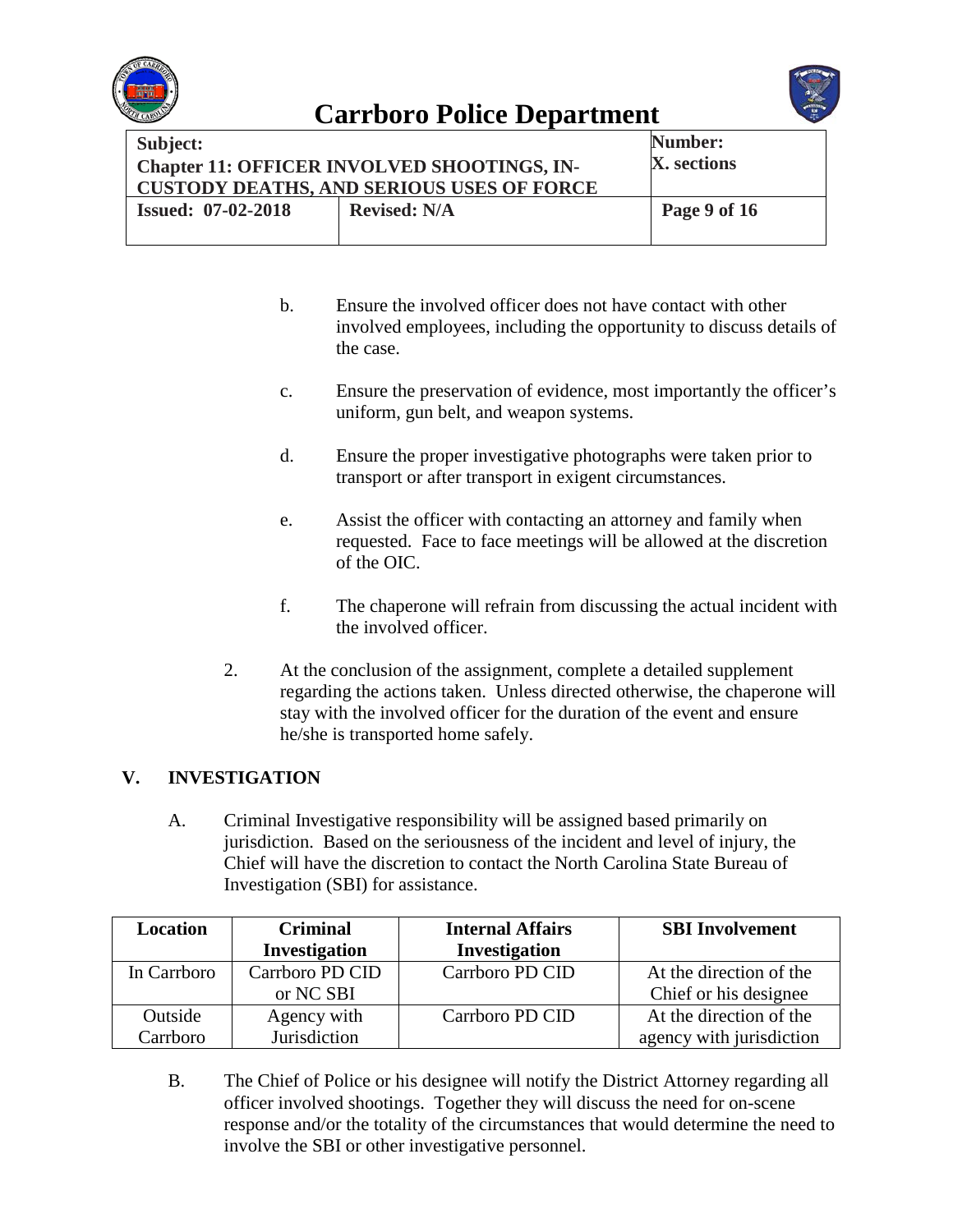b. Ensure the involved officer does not have contact with other involved employees, including the opportunity to discuss details of the case.

c. Ensure the preservation of evidence, most importantly the officer's uniform, gun belt, and weapon systems.

d. Ensure the proper investigative photographs were taken prior to transport or after transport in exigent circumstances.

e. Assist the officer with contacting an attorney and family when requested. Face to face meetings will be allowed at the discretion of the OIC.

f. The chaperone will refrain from discussing the actual incident with the involved officer.

2. At the conclusion of the assignment, complete a detailed supplement regarding the actions taken. Unless directed otherwise, the chaperone will stay with the involved officer for the duration of the event and ensure he/she is transported home safely.

## V. INVESTIGATION

A. Criminal Investigative responsibility will be assigned based primarily on jurisdiction. Based on the seriousness of the incident and level of injury, the Chief will have the discretion to contact the North Carolina State Bureau of Investigation (SBI) for assistance.

| Location | Criminal Investigation | Internal Affairs Investigation | SBI Involvement |
|---|---|---|---|
| In Carrboro | Carrboro PD CID or NC SBI | Carrboro PD CID | At the direction of the Chief or his designee |
| Outside Carrboro | Agency with Jurisdiction | Carrboro PD CID | At the direction of the agency with jurisdiction |

B. The Chief of Police or his designee will notify the District Attorney regarding all officer involved shootings. Together they will discuss the need for on-scene response and/or the totality of the circumstances that would determine the need to involve the SBI or other investigative personnel.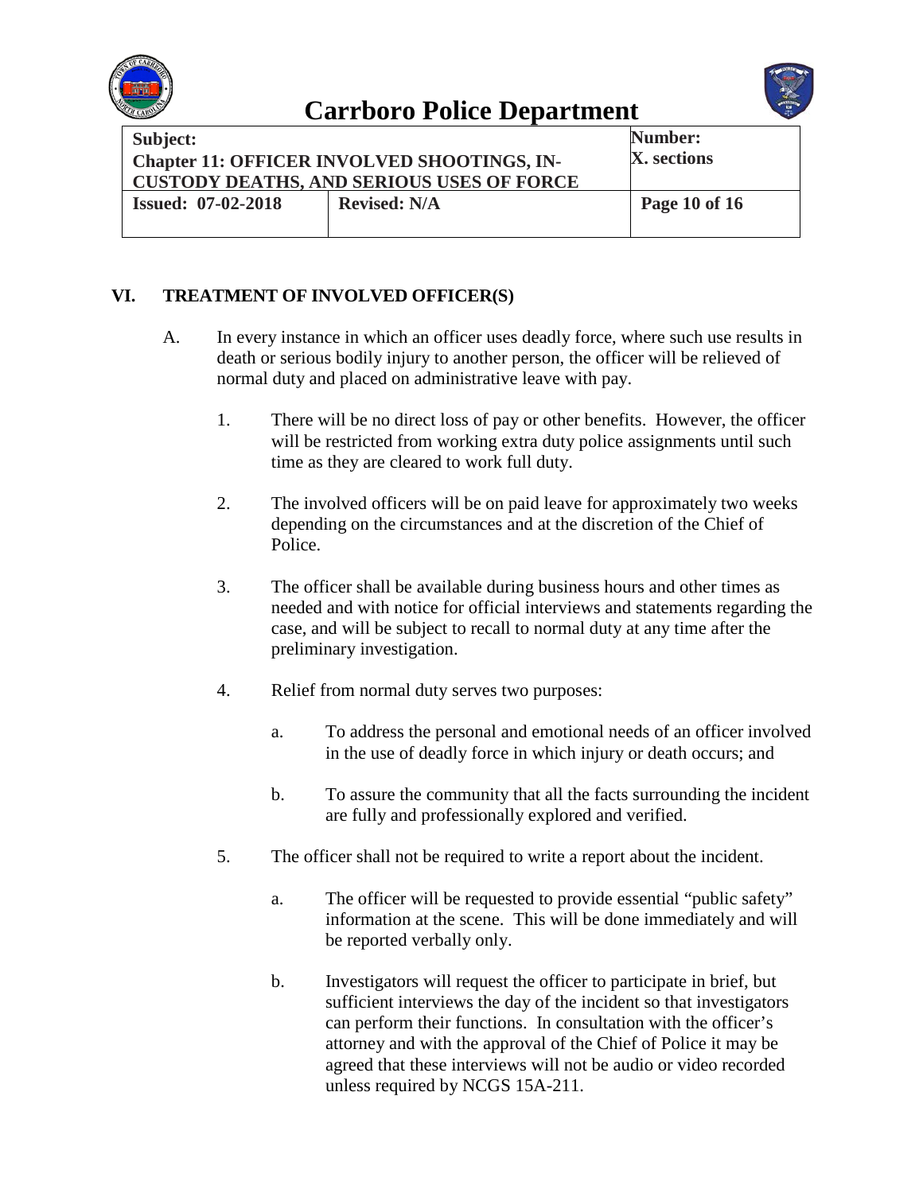## VI. TREATMENT OF INVOLVED OFFICER(S)

A. In every instance in which an officer uses deadly force, where such use results in death or serious bodily injury to another person, the officer will be relieved of normal duty and placed on administrative leave with pay.

1. There will be no direct loss of pay or other benefits. However, the officer will be restricted from working extra duty police assignments until such time as they are cleared to work full duty.

2. The involved officers will be on paid leave for approximately two weeks depending on the circumstances and at the discretion of the Chief of Police.

3. The officer shall be available during business hours and other times as needed and with notice for official interviews and statements regarding the case, and will be subject to recall to normal duty at any time after the preliminary investigation.

4. Relief from normal duty serves two purposes:

   a. To address the personal and emotional needs of an officer involved in the use of deadly force in which injury or death occurs; and

   b. To assure the community that all the facts surrounding the incident are fully and professionally explored and verified.

5. The officer shall not be required to write a report about the incident.

   a. The officer will be requested to provide essential "public safety" information at the scene. This will be done immediately and will be reported verbally only.

   b. Investigators will request the officer to participate in brief, but sufficient interviews the day of the incident so that investigators can perform their functions. In consultation with the officer's attorney and with the approval of the Chief of Police it may be agreed that these interviews will not be audio or video recorded unless required by NCGS 15A-211.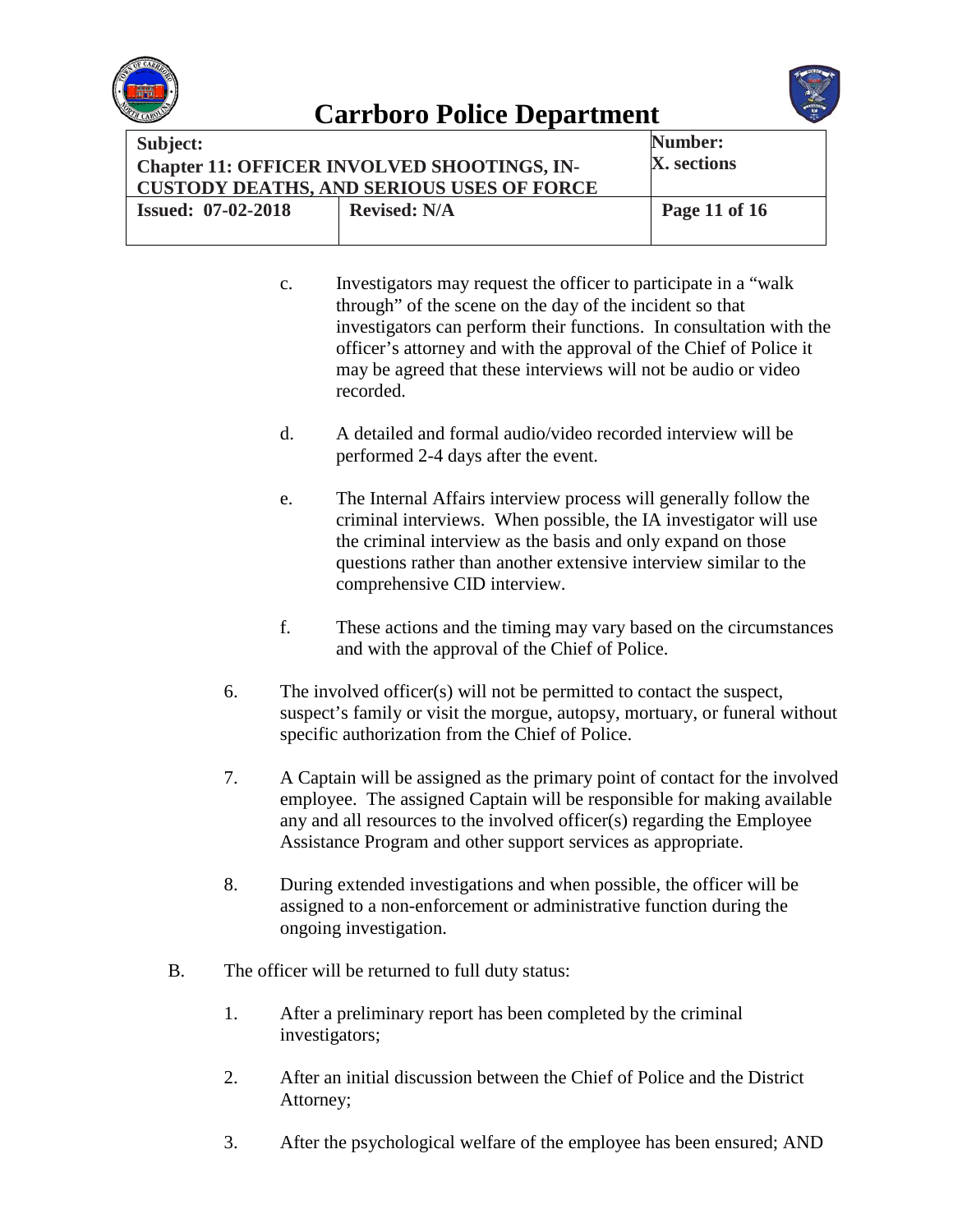c. Investigators may request the officer to participate in a "walk through" of the scene on the day of the incident so that investigators can perform their functions. In consultation with the officer's attorney and with the approval of the Chief of Police it may be agreed that these interviews will not be audio or video recorded.

d. A detailed and formal audio/video recorded interview will be performed 2-4 days after the event.

e. The Internal Affairs interview process will generally follow the criminal interviews. When possible, the IA investigator will use the criminal interview as the basis and only expand on those questions rather than another extensive interview similar to the comprehensive CID interview.

f. These actions and the timing may vary based on the circumstances and with the approval of the Chief of Police.

6. The involved officer(s) will not be permitted to contact the suspect, suspect's family or visit the morgue, autopsy, mortuary, or funeral without specific authorization from the Chief of Police.

7. A Captain will be assigned as the primary point of contact for the involved employee. The assigned Captain will be responsible for making available any and all resources to the involved officer(s) regarding the Employee Assistance Program and other support services as appropriate.

8. During extended investigations and when possible, the officer will be assigned to a non-enforcement or administrative function during the ongoing investigation.

B. The officer will be returned to full duty status:

1. After a preliminary report has been completed by the criminal investigators;

2. After an initial discussion between the Chief of Police and the District Attorney;

3. After the psychological welfare of the employee has been ensured; AND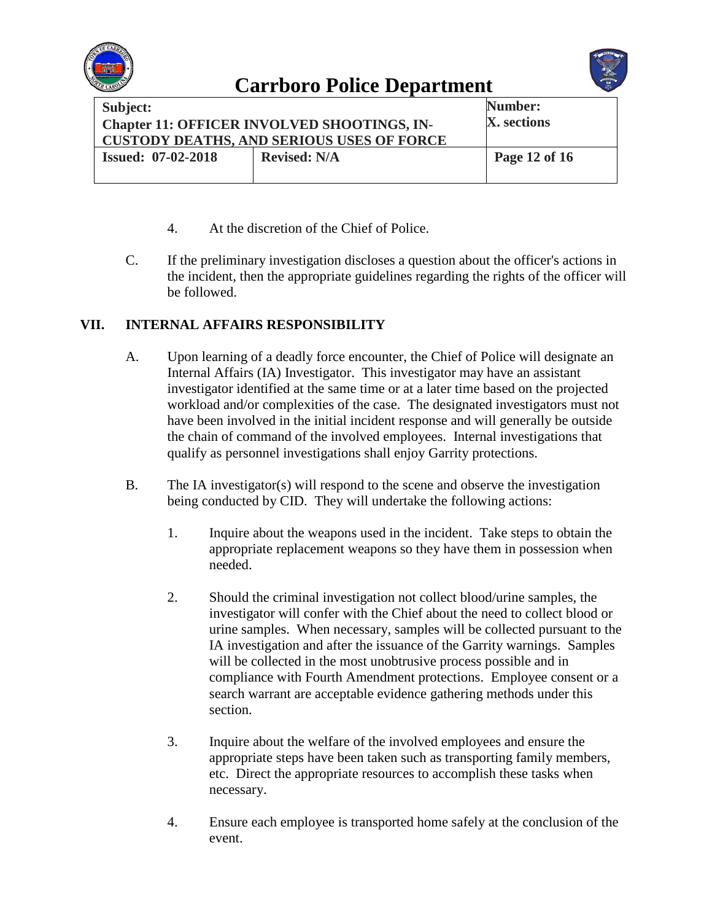4. At the discretion of the Chief of Police.

C. If the preliminary investigation discloses a question about the officer's actions in the incident, then the appropriate guidelines regarding the rights of the officer will be followed.

## VII. INTERNAL AFFAIRS RESPONSIBILITY

A. Upon learning of a deadly force encounter, the Chief of Police will designate an Internal Affairs (IA) Investigator. This investigator may have an assistant investigator identified at the same time or at a later time based on the projected workload and/or complexities of the case. The designated investigators must not have been involved in the initial incident response and will generally be outside the chain of command of the involved employees. Internal investigations that qualify as personnel investigations shall enjoy Garrity protections.

B. The IA investigator(s) will respond to the scene and observe the investigation being conducted by CID. They will undertake the following actions:

1. Inquire about the weapons used in the incident. Take steps to obtain the appropriate replacement weapons so they have them in possession when needed.

2. Should the criminal investigation not collect blood/urine samples, the investigator will confer with the Chief about the need to collect blood or urine samples. When necessary, samples will be collected pursuant to the IA investigation and after the issuance of the Garrity warnings. Samples will be collected in the most unobtrusive process possible and in compliance with Fourth Amendment protections. Employee consent or a search warrant are acceptable evidence gathering methods under this section.

3. Inquire about the welfare of the involved employees and ensure the appropriate steps have been taken such as transporting family members, etc. Direct the appropriate resources to accomplish these tasks when necessary.

4. Ensure each employee is transported home safely at the conclusion of the event.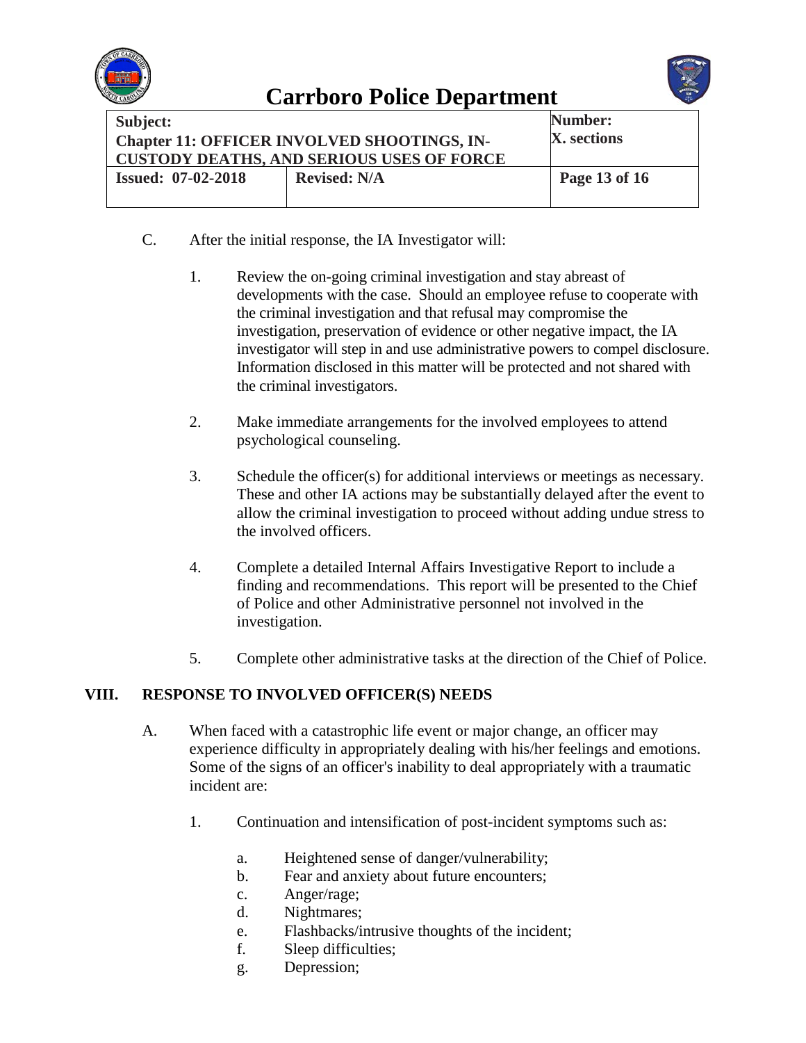C. After the initial response, the IA Investigator will:

1. Review the on-going criminal investigation and stay abreast of developments with the case. Should an employee refuse to cooperate with the criminal investigation and that refusal may compromise the investigation, preservation of evidence or other negative impact, the IA investigator will step in and use administrative powers to compel disclosure. Information disclosed in this matter will be protected and not shared with the criminal investigators.

2. Make immediate arrangements for the involved employees to attend psychological counseling.

3. Schedule the officer(s) for additional interviews or meetings as necessary. These and other IA actions may be substantially delayed after the event to allow the criminal investigation to proceed without adding undue stress to the involved officers.

4. Complete a detailed Internal Affairs Investigative Report to include a finding and recommendations. This report will be presented to the Chief of Police and other Administrative personnel not involved in the investigation.

5. Complete other administrative tasks at the direction of the Chief of Police.

## VIII. RESPONSE TO INVOLVED OFFICER(S) NEEDS

A. When faced with a catastrophic life event or major change, an officer may experience difficulty in appropriately dealing with his/her feelings and emotions. Some of the signs of an officer's inability to deal appropriately with a traumatic incident are:

1. Continuation and intensification of post-incident symptoms such as:

   a. Heightened sense of danger/vulnerability;
   b. Fear and anxiety about future encounters;
   c. Anger/rage;
   d. Nightmares;
   e. Flashbacks/intrusive thoughts of the incident;
   f. Sleep difficulties;
   g. Depression;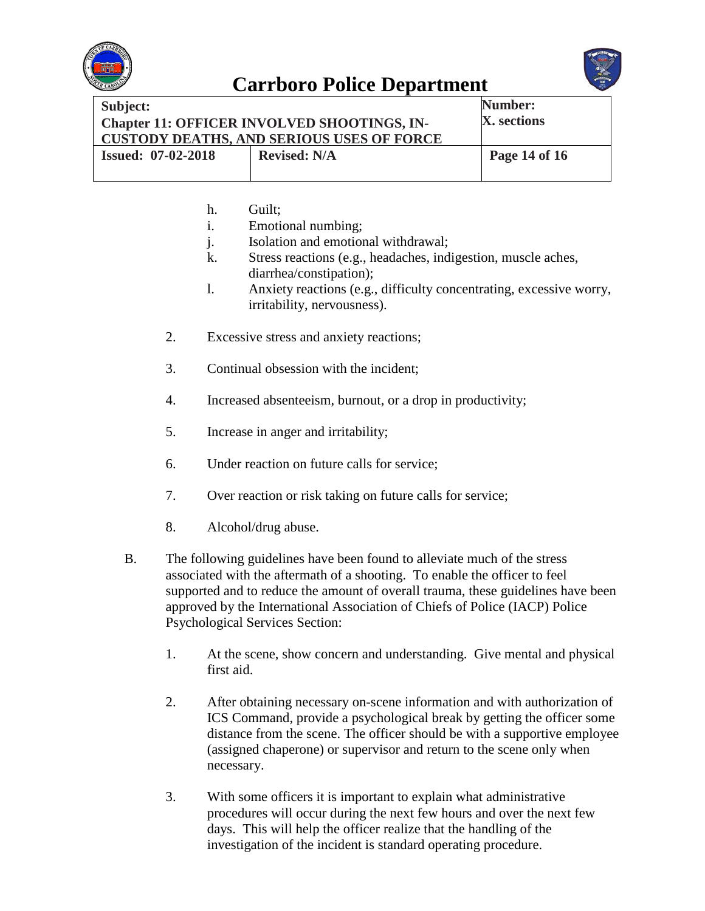h. Guilt;

i. Emotional numbing;

j. Isolation and emotional withdrawal;

k. Stress reactions (e.g., headaches, indigestion, muscle aches, diarrhea/constipation);

l. Anxiety reactions (e.g., difficulty concentrating, excessive worry, irritability, nervousness).

2. Excessive stress and anxiety reactions;

3. Continual obsession with the incident;

4. Increased absenteeism, burnout, or a drop in productivity;

5. Increase in anger and irritability;

6. Under reaction on future calls for service;

7. Over reaction or risk taking on future calls for service;

8. Alcohol/drug abuse.

B. The following guidelines have been found to alleviate much of the stress associated with the aftermath of a shooting. To enable the officer to feel supported and to reduce the amount of overall trauma, these guidelines have been approved by the International Association of Chiefs of Police (IACP) Police Psychological Services Section:

1. At the scene, show concern and understanding. Give mental and physical first aid.

2. After obtaining necessary on-scene information and with authorization of ICS Command, provide a psychological break by getting the officer some distance from the scene. The officer should be with a supportive employee (assigned chaperone) or supervisor and return to the scene only when necessary.

3. With some officers it is important to explain what administrative procedures will occur during the next few hours and over the next few days. This will help the officer realize that the handling of the investigation of the incident is standard operating procedure.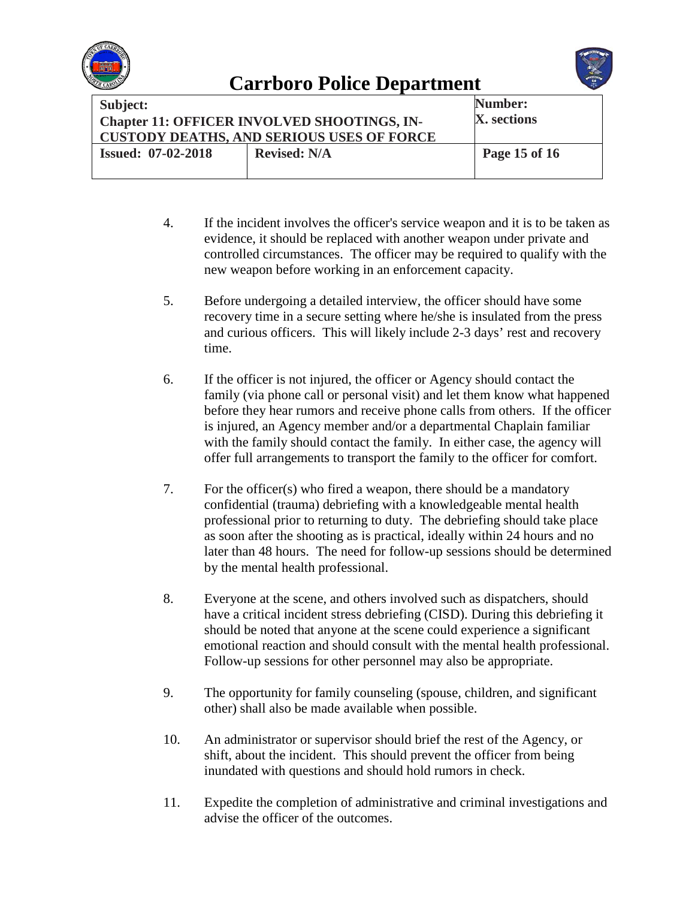4. If the incident involves the officer's service weapon and it is to be taken as evidence, it should be replaced with another weapon under private and controlled circumstances. The officer may be required to qualify with the new weapon before working in an enforcement capacity.

5. Before undergoing a detailed interview, the officer should have some recovery time in a secure setting where he/she is insulated from the press and curious officers. This will likely include 2-3 days' rest and recovery time.

6. If the officer is not injured, the officer or Agency should contact the family (via phone call or personal visit) and let them know what happened before they hear rumors and receive phone calls from others. If the officer is injured, an Agency member and/or a departmental Chaplain familiar with the family should contact the family. In either case, the agency will offer full arrangements to transport the family to the officer for comfort.

7. For the officer(s) who fired a weapon, there should be a mandatory confidential (trauma) debriefing with a knowledgeable mental health professional prior to returning to duty. The debriefing should take place as soon after the shooting as is practical, ideally within 24 hours and no later than 48 hours. The need for follow-up sessions should be determined by the mental health professional.

8. Everyone at the scene, and others involved such as dispatchers, should have a critical incident stress debriefing (CISD). During this debriefing it should be noted that anyone at the scene could experience a significant emotional reaction and should consult with the mental health professional. Follow-up sessions for other personnel may also be appropriate.

9. The opportunity for family counseling (spouse, children, and significant other) shall also be made available when possible.

10. An administrator or supervisor should brief the rest of the Agency, or shift, about the incident. This should prevent the officer from being inundated with questions and should hold rumors in check.

11. Expedite the completion of administrative and criminal investigations and advise the officer of the outcomes.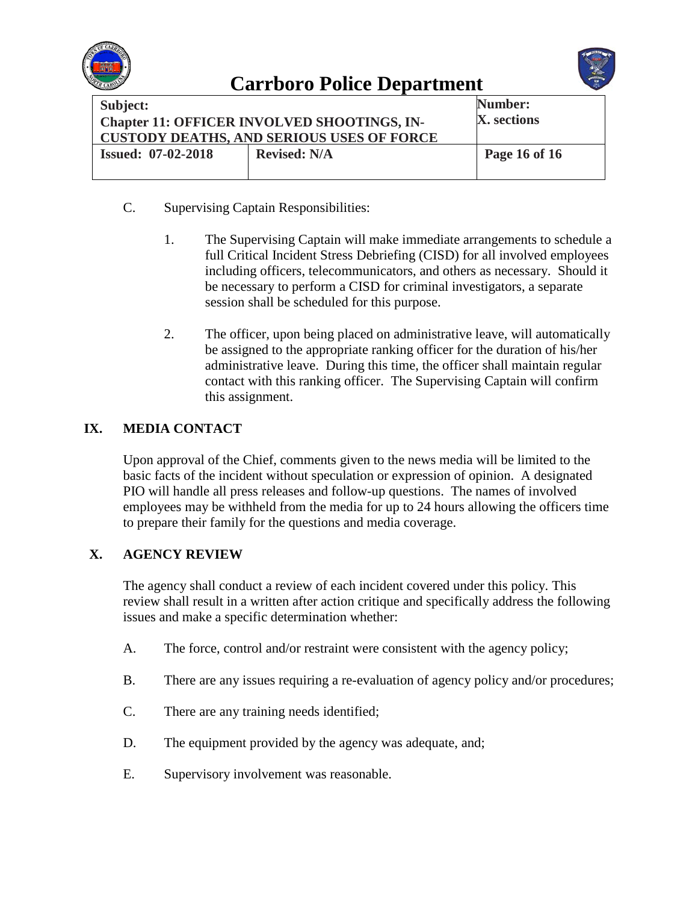C. Supervising Captain Responsibilities:

1. The Supervising Captain will make immediate arrangements to schedule a full Critical Incident Stress Debriefing (CISD) for all involved employees including officers, telecommunicators, and others as necessary. Should it be necessary to perform a CISD for criminal investigators, a separate session shall be scheduled for this purpose.

2. The officer, upon being placed on administrative leave, will automatically be assigned to the appropriate ranking officer for the duration of his/her administrative leave. During this time, the officer shall maintain regular contact with this ranking officer. The Supervising Captain will confirm this assignment.

## IX. MEDIA CONTACT

Upon approval of the Chief, comments given to the news media will be limited to the basic facts of the incident without speculation or expression of opinion. A designated PIO will handle all press releases and follow-up questions. The names of involved employees may be withheld from the media for up to 24 hours allowing the officers time to prepare their family for the questions and media coverage.

## X. AGENCY REVIEW

The agency shall conduct a review of each incident covered under this policy. This review shall result in a written after action critique and specifically address the following issues and make a specific determination whether:

A. The force, control and/or restraint were consistent with the agency policy;

B. There are any issues requiring a re-evaluation of agency policy and/or procedures;

C. There are any training needs identified;

D. The equipment provided by the agency was adequate, and;

E. Supervisory involvement was reasonable.